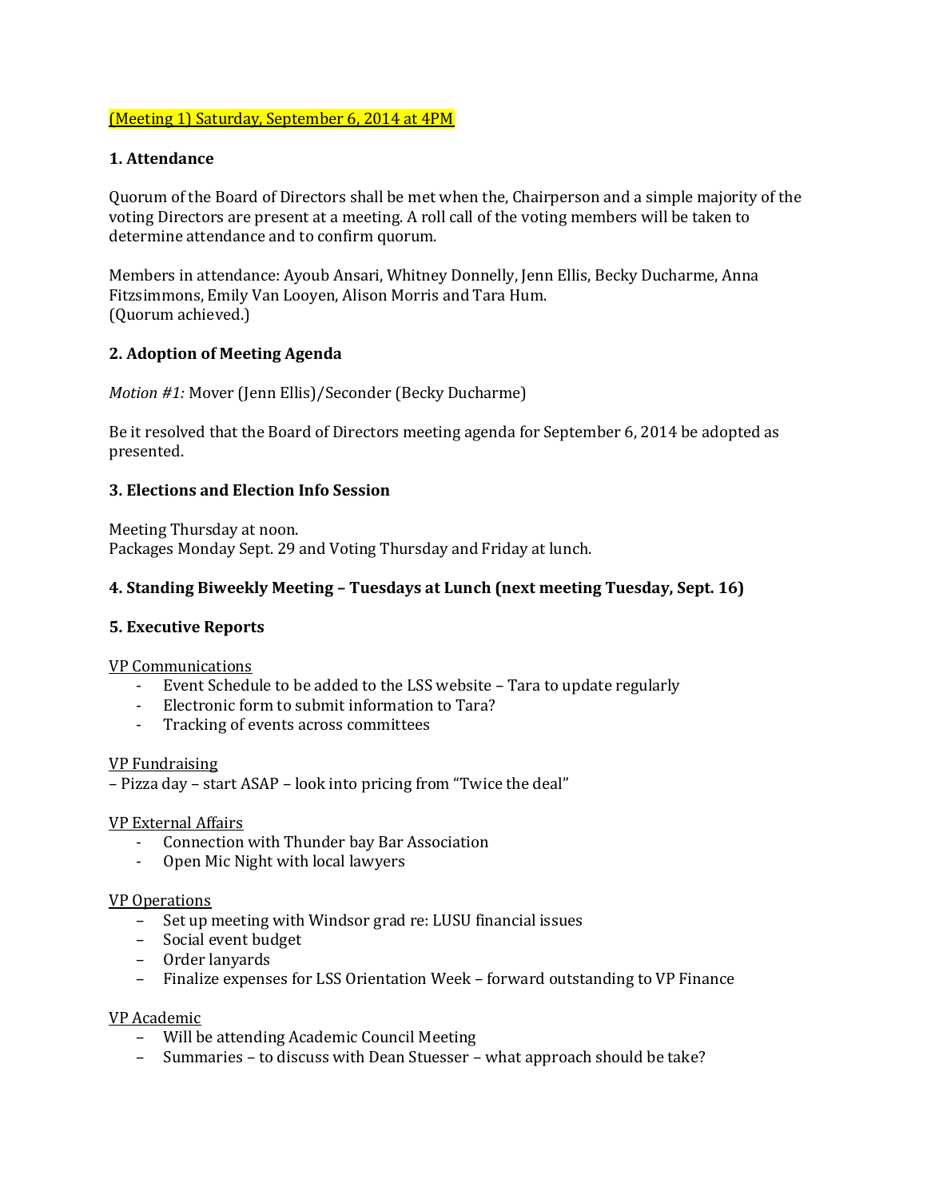(Meeting 1) Saturday, September 6, 2014 at 4PM

**1. Attendance**

Quorum of the Board of Directors shall be met when the, Chairperson and a simple majority of the voting Directors are present at a meeting. A roll call of the voting members will be taken to determine attendance and to confirm quorum.

Members in attendance: Ayoub Ansari, Whitney Donnelly, Jenn Ellis, Becky Ducharme, Anna Fitzsimmons, Emily Van Looyen, Alison Morris and Tara Hum.
(Quorum achieved.)

**2. Adoption of Meeting Agenda**

*Motion #1:* Mover (Jenn Ellis)/Seconder (Becky Ducharme)

Be it resolved that the Board of Directors meeting agenda for September 6, 2014 be adopted as presented.

**3. Elections and Election Info Session**

Meeting Thursday at noon.
Packages Monday Sept. 29 and Voting Thursday and Friday at lunch.

**4. Standing Biweekly Meeting – Tuesdays at Lunch (next meeting Tuesday, Sept. 16)**

**5. Executive Reports**

VP Communications

- Event Schedule to be added to the LSS website – Tara to update regularly
- Electronic form to submit information to Tara?
- Tracking of events across committees

VP Fundraising

– Pizza day – start ASAP – look into pricing from "Twice the deal"

VP External Affairs

- Connection with Thunder bay Bar Association
- Open Mic Night with local lawyers

VP Operations

- Set up meeting with Windsor grad re: LUSU financial issues
- Social event budget
- Order lanyards
- Finalize expenses for LSS Orientation Week – forward outstanding to VP Finance

VP Academic

- Will be attending Academic Council Meeting
- Summaries – to discuss with Dean Stuesser – what approach should be take?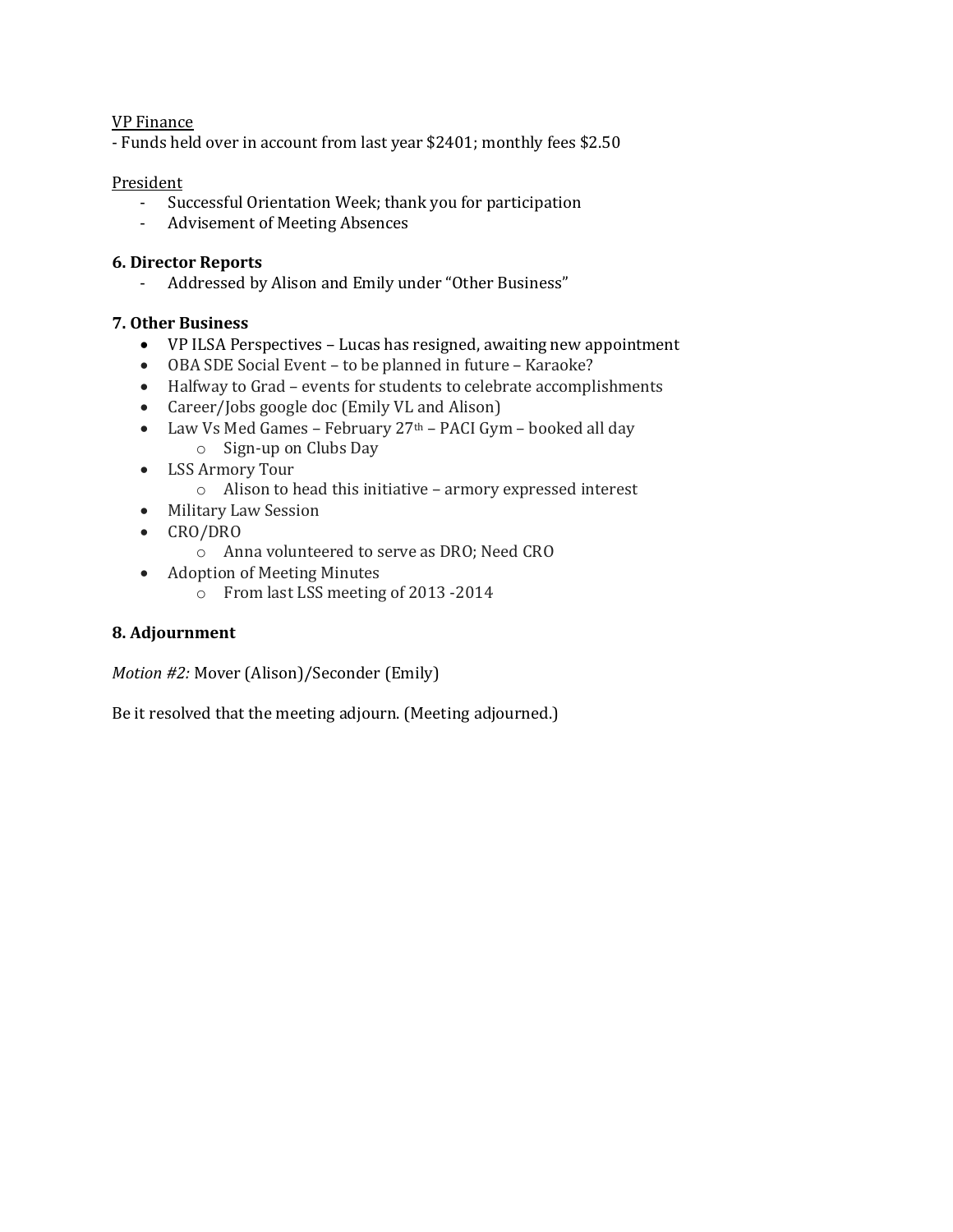<u>VP Finance</u>

- Funds held over in account from last year $2401; monthly fees $2.50

<u>President</u>

- Successful Orientation Week; thank you for participation
- Advisement of Meeting Absences

**6. Director Reports**

- Addressed by Alison and Emily under "Other Business"

**7. Other Business**

- VP ILSA Perspectives – Lucas has resigned, awaiting new appointment
- OBA SDE Social Event – to be planned in future – Karaoke?
- Halfway to Grad – events for students to celebrate accomplishments
- Career/Jobs google doc (Emily VL and Alison)
- Law Vs Med Games – February 27th – PACI Gym – booked all day
    - Sign-up on Clubs Day
- LSS Armory Tour
    - Alison to head this initiative – armory expressed interest
- Military Law Session
- CRO/DRO
    - Anna volunteered to serve as DRO; Need CRO
- Adoption of Meeting Minutes
    - From last LSS meeting of 2013 -2014

**8. Adjournment**

*Motion #2:* Mover (Alison)/Seconder (Emily)

Be it resolved that the meeting adjourn. (Meeting adjourned.)